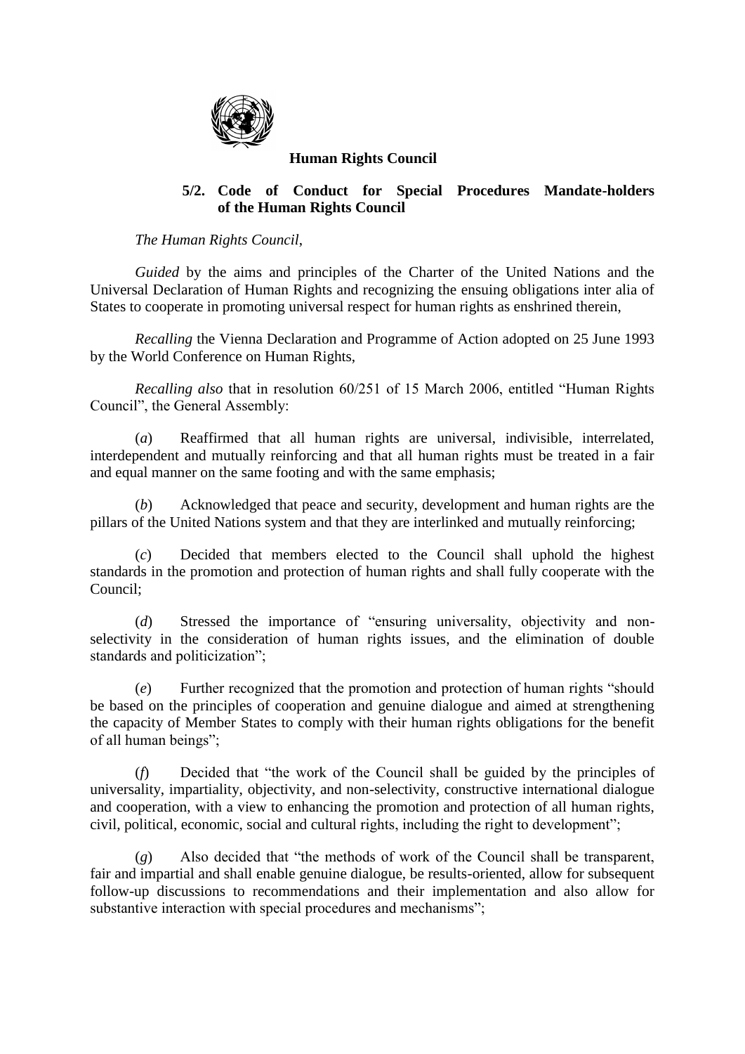**Human Rights Council**

## 5/2. Code of Conduct for Special Procedures Mandate-holders of the Human Rights Council

*The Human Rights Council*,

*Guided* by the aims and principles of the Charter of the United Nations and the Universal Declaration of Human Rights and recognizing the ensuing obligations inter alia of States to cooperate in promoting universal respect for human rights as enshrined therein,

*Recalling* the Vienna Declaration and Programme of Action adopted on 25 June 1993 by the World Conference on Human Rights,

*Recalling also* that in resolution 60/251 of 15 March 2006, entitled "Human Rights Council", the General Assembly:

(*a*) Reaffirmed that all human rights are universal, indivisible, interrelated, interdependent and mutually reinforcing and that all human rights must be treated in a fair and equal manner on the same footing and with the same emphasis;

(*b*) Acknowledged that peace and security, development and human rights are the pillars of the United Nations system and that they are interlinked and mutually reinforcing;

(*c*) Decided that members elected to the Council shall uphold the highest standards in the promotion and protection of human rights and shall fully cooperate with the Council;

(*d*) Stressed the importance of "ensuring universality, objectivity and non-selectivity in the consideration of human rights issues, and the elimination of double standards and politicization";

(*e*) Further recognized that the promotion and protection of human rights "should be based on the principles of cooperation and genuine dialogue and aimed at strengthening the capacity of Member States to comply with their human rights obligations for the benefit of all human beings";

(*f*) Decided that "the work of the Council shall be guided by the principles of universality, impartiality, objectivity, and non-selectivity, constructive international dialogue and cooperation, with a view to enhancing the promotion and protection of all human rights, civil, political, economic, social and cultural rights, including the right to development";

(*g*) Also decided that "the methods of work of the Council shall be transparent, fair and impartial and shall enable genuine dialogue, be results-oriented, allow for subsequent follow-up discussions to recommendations and their implementation and also allow for substantive interaction with special procedures and mechanisms";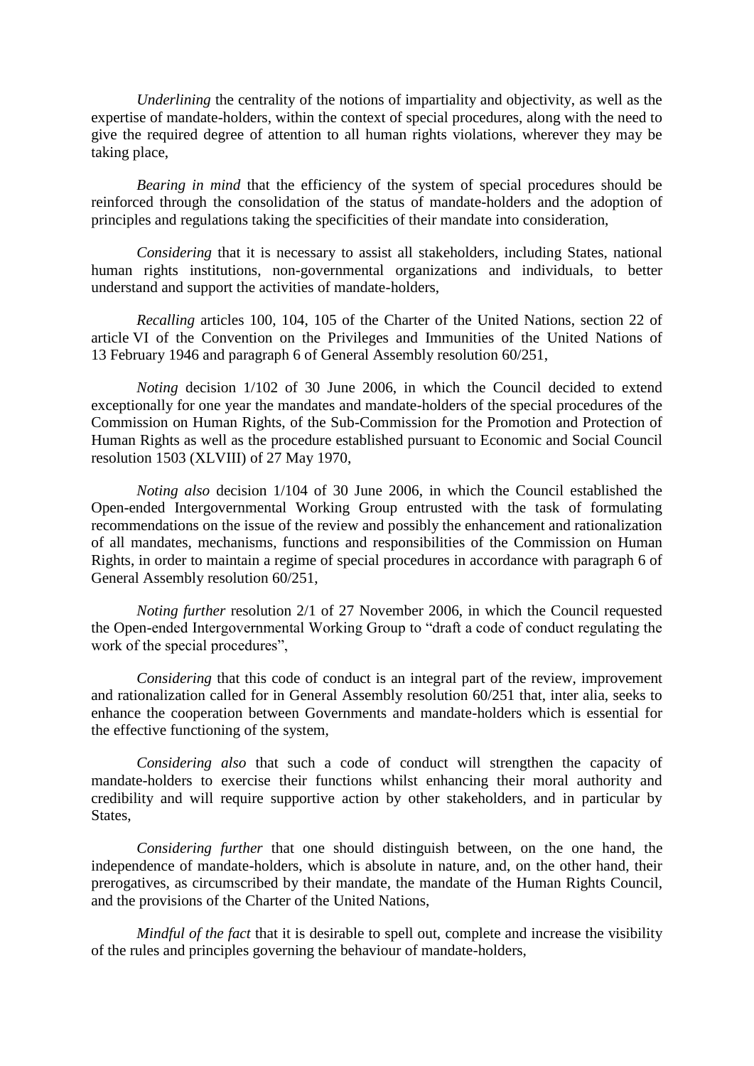*Underlining* the centrality of the notions of impartiality and objectivity, as well as the expertise of mandate-holders, within the context of special procedures, along with the need to give the required degree of attention to all human rights violations, wherever they may be taking place,

*Bearing in mind* that the efficiency of the system of special procedures should be reinforced through the consolidation of the status of mandate-holders and the adoption of principles and regulations taking the specificities of their mandate into consideration,

*Considering* that it is necessary to assist all stakeholders, including States, national human rights institutions, non-governmental organizations and individuals, to better understand and support the activities of mandate-holders,

*Recalling* articles 100, 104, 105 of the Charter of the United Nations, section 22 of article VI of the Convention on the Privileges and Immunities of the United Nations of 13 February 1946 and paragraph 6 of General Assembly resolution 60/251,

*Noting* decision 1/102 of 30 June 2006, in which the Council decided to extend exceptionally for one year the mandates and mandate-holders of the special procedures of the Commission on Human Rights, of the Sub-Commission for the Promotion and Protection of Human Rights as well as the procedure established pursuant to Economic and Social Council resolution 1503 (XLVIII) of 27 May 1970,

*Noting also* decision 1/104 of 30 June 2006, in which the Council established the Open-ended Intergovernmental Working Group entrusted with the task of formulating recommendations on the issue of the review and possibly the enhancement and rationalization of all mandates, mechanisms, functions and responsibilities of the Commission on Human Rights, in order to maintain a regime of special procedures in accordance with paragraph 6 of General Assembly resolution 60/251,

*Noting further* resolution 2/1 of 27 November 2006, in which the Council requested the Open-ended Intergovernmental Working Group to "draft a code of conduct regulating the work of the special procedures",

*Considering* that this code of conduct is an integral part of the review, improvement and rationalization called for in General Assembly resolution 60/251 that, inter alia, seeks to enhance the cooperation between Governments and mandate-holders which is essential for the effective functioning of the system,

*Considering also* that such a code of conduct will strengthen the capacity of mandate-holders to exercise their functions whilst enhancing their moral authority and credibility and will require supportive action by other stakeholders, and in particular by States,

*Considering further* that one should distinguish between, on the one hand, the independence of mandate-holders, which is absolute in nature, and, on the other hand, their prerogatives, as circumscribed by their mandate, the mandate of the Human Rights Council, and the provisions of the Charter of the United Nations,

*Mindful of the fact* that it is desirable to spell out, complete and increase the visibility of the rules and principles governing the behaviour of mandate-holders,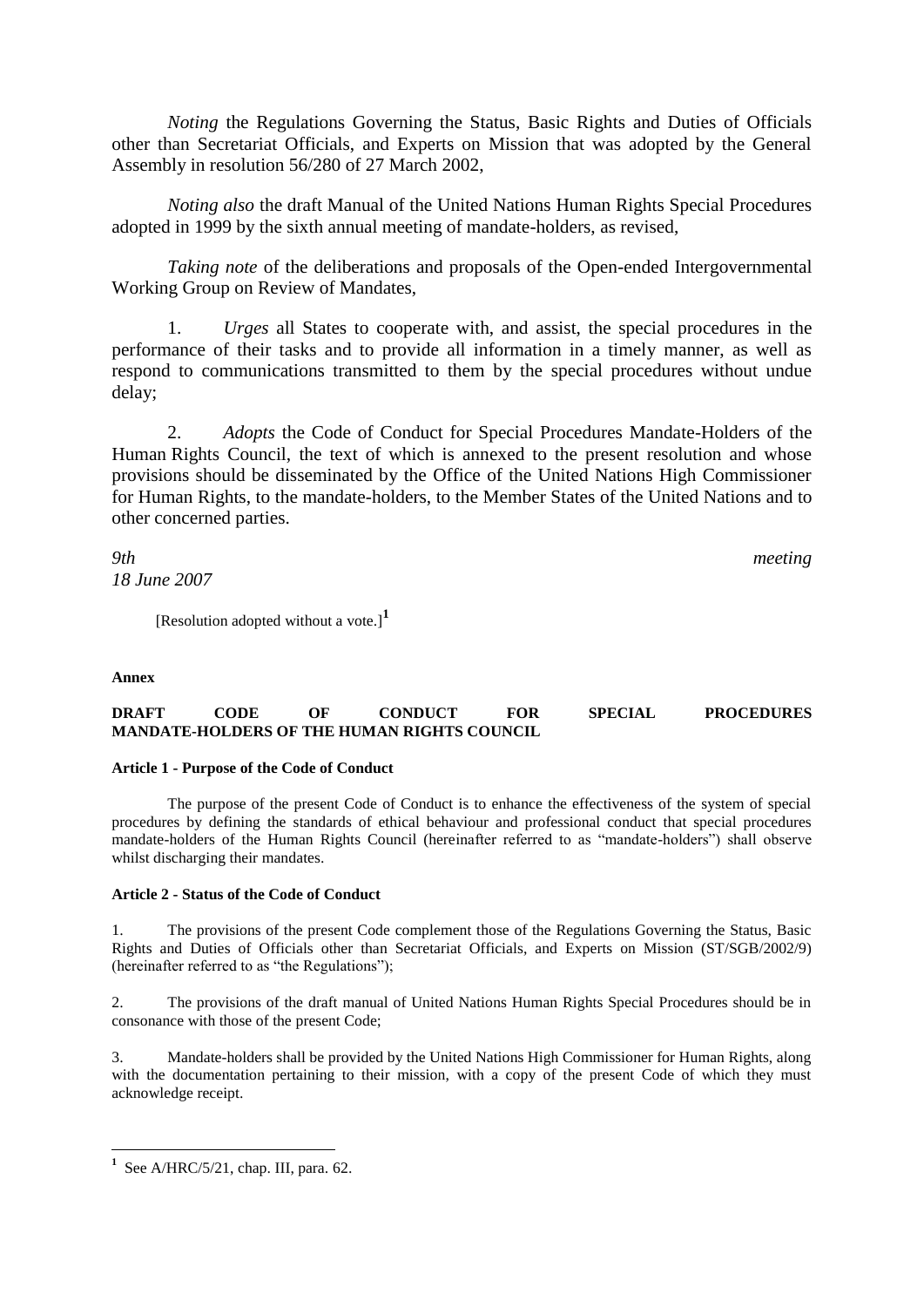*Noting* the Regulations Governing the Status, Basic Rights and Duties of Officials other than Secretariat Officials, and Experts on Mission that was adopted by the General Assembly in resolution 56/280 of 27 March 2002,

*Noting also* the draft Manual of the United Nations Human Rights Special Procedures adopted in 1999 by the sixth annual meeting of mandate-holders, as revised,

*Taking note* of the deliberations and proposals of the Open-ended Intergovernmental Working Group on Review of Mandates,

1. *Urges* all States to cooperate with, and assist, the special procedures in the performance of their tasks and to provide all information in a timely manner, as well as respond to communications transmitted to them by the special procedures without undue delay;

2. *Adopts* the Code of Conduct for Special Procedures Mandate-Holders of the Human Rights Council, the text of which is annexed to the present resolution and whose provisions should be disseminated by the Office of the United Nations High Commissioner for Human Rights, to the mandate-holders, to the Member States of the United Nations and to other concerned parties.

*9th meeting*
*18 June 2007*

[Resolution adopted without a vote.][1]

**Annex**

**DRAFT CODE OF CONDUCT FOR SPECIAL PROCEDURES MANDATE-HOLDERS OF THE HUMAN RIGHTS COUNCIL**

**Article 1 - Purpose of the Code of Conduct**

The purpose of the present Code of Conduct is to enhance the effectiveness of the system of special procedures by defining the standards of ethical behaviour and professional conduct that special procedures mandate-holders of the Human Rights Council (hereinafter referred to as "mandate-holders") shall observe whilst discharging their mandates.

**Article 2 - Status of the Code of Conduct**

1. The provisions of the present Code complement those of the Regulations Governing the Status, Basic Rights and Duties of Officials other than Secretariat Officials, and Experts on Mission (ST/SGB/2002/9) (hereinafter referred to as "the Regulations");

2. The provisions of the draft manual of United Nations Human Rights Special Procedures should be in consonance with those of the present Code;

3. Mandate-holders shall be provided by the United Nations High Commissioner for Human Rights, along with the documentation pertaining to their mission, with a copy of the present Code of which they must acknowledge receipt.

---

[1] See A/HRC/5/21, chap. III, para. 62.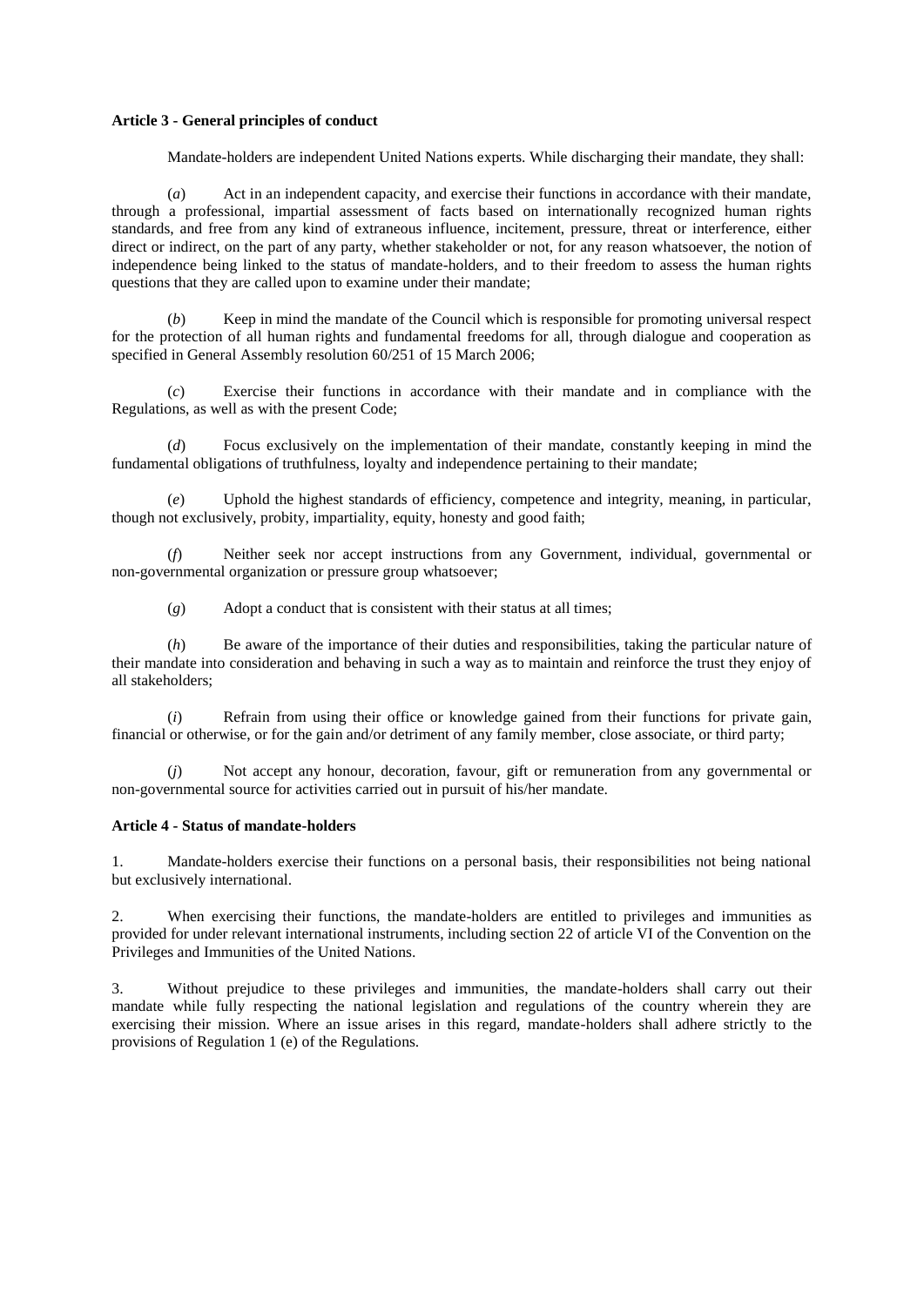**Article 3 - General principles of conduct**

Mandate-holders are independent United Nations experts. While discharging their mandate, they shall:

(*a*) Act in an independent capacity, and exercise their functions in accordance with their mandate, through a professional, impartial assessment of facts based on internationally recognized human rights standards, and free from any kind of extraneous influence, incitement, pressure, threat or interference, either direct or indirect, on the part of any party, whether stakeholder or not, for any reason whatsoever, the notion of independence being linked to the status of mandate-holders, and to their freedom to assess the human rights questions that they are called upon to examine under their mandate;

(*b*) Keep in mind the mandate of the Council which is responsible for promoting universal respect for the protection of all human rights and fundamental freedoms for all, through dialogue and cooperation as specified in General Assembly resolution 60/251 of 15 March 2006;

(*c*) Exercise their functions in accordance with their mandate and in compliance with the Regulations, as well as with the present Code;

(*d*) Focus exclusively on the implementation of their mandate, constantly keeping in mind the fundamental obligations of truthfulness, loyalty and independence pertaining to their mandate;

(*e*) Uphold the highest standards of efficiency, competence and integrity, meaning, in particular, though not exclusively, probity, impartiality, equity, honesty and good faith;

(*f*) Neither seek nor accept instructions from any Government, individual, governmental or non-governmental organization or pressure group whatsoever;

(*g*) Adopt a conduct that is consistent with their status at all times;

(*h*) Be aware of the importance of their duties and responsibilities, taking the particular nature of their mandate into consideration and behaving in such a way as to maintain and reinforce the trust they enjoy of all stakeholders;

(*i*) Refrain from using their office or knowledge gained from their functions for private gain, financial or otherwise, or for the gain and/or detriment of any family member, close associate, or third party;

(*j*) Not accept any honour, decoration, favour, gift or remuneration from any governmental or non-governmental source for activities carried out in pursuit of his/her mandate.

**Article 4 - Status of mandate-holders**

1. Mandate-holders exercise their functions on a personal basis, their responsibilities not being national but exclusively international.

2. When exercising their functions, the mandate-holders are entitled to privileges and immunities as provided for under relevant international instruments, including section 22 of article VI of the Convention on the Privileges and Immunities of the United Nations.

3. Without prejudice to these privileges and immunities, the mandate-holders shall carry out their mandate while fully respecting the national legislation and regulations of the country wherein they are exercising their mission. Where an issue arises in this regard, mandate-holders shall adhere strictly to the provisions of Regulation 1 (e) of the Regulations.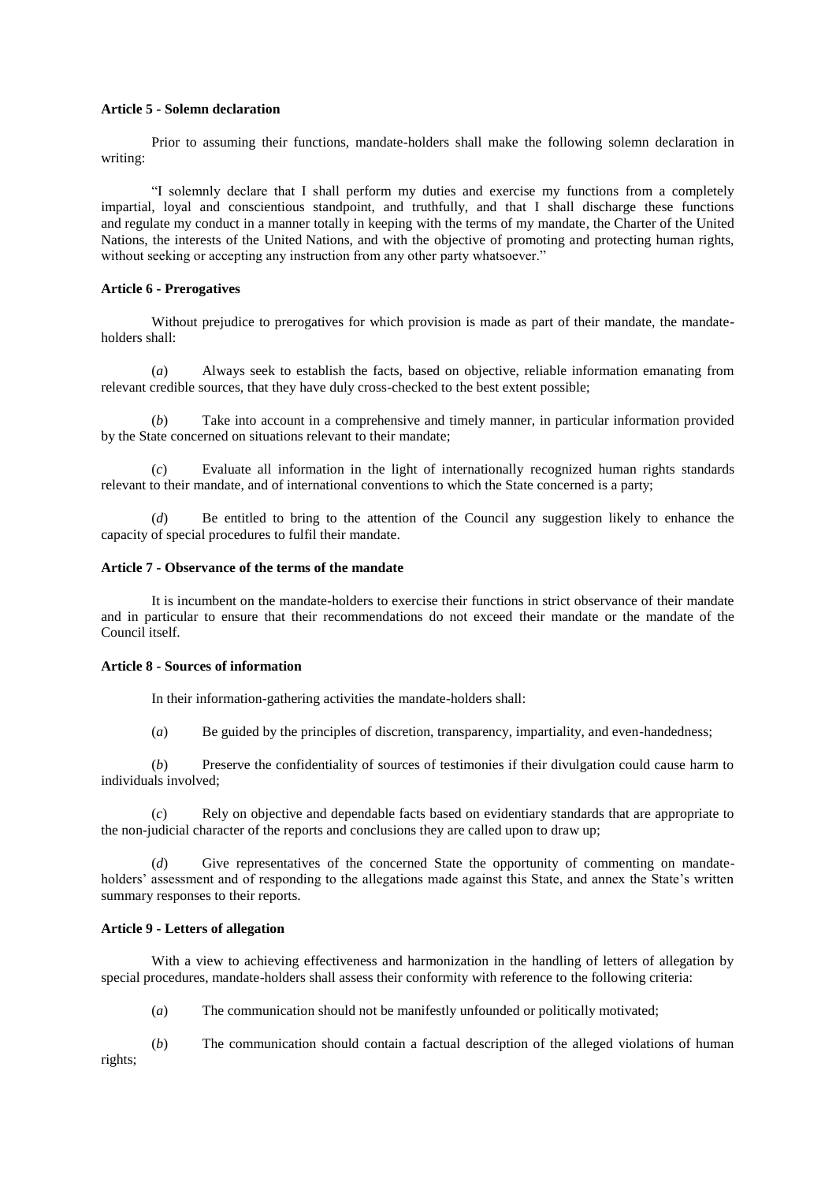**Article 5 - Solemn declaration**

Prior to assuming their functions, mandate-holders shall make the following solemn declaration in writing:

"I solemnly declare that I shall perform my duties and exercise my functions from a completely impartial, loyal and conscientious standpoint, and truthfully, and that I shall discharge these functions and regulate my conduct in a manner totally in keeping with the terms of my mandate, the Charter of the United Nations, the interests of the United Nations, and with the objective of promoting and protecting human rights, without seeking or accepting any instruction from any other party whatsoever."

**Article 6 - Prerogatives**

Without prejudice to prerogatives for which provision is made as part of their mandate, the mandate-holders shall:

(*a*) Always seek to establish the facts, based on objective, reliable information emanating from relevant credible sources, that they have duly cross-checked to the best extent possible;

(*b*) Take into account in a comprehensive and timely manner, in particular information provided by the State concerned on situations relevant to their mandate;

(*c*) Evaluate all information in the light of internationally recognized human rights standards relevant to their mandate, and of international conventions to which the State concerned is a party;

(*d*) Be entitled to bring to the attention of the Council any suggestion likely to enhance the capacity of special procedures to fulfil their mandate.

**Article 7 - Observance of the terms of the mandate**

It is incumbent on the mandate-holders to exercise their functions in strict observance of their mandate and in particular to ensure that their recommendations do not exceed their mandate or the mandate of the Council itself.

**Article 8 - Sources of information**

In their information-gathering activities the mandate-holders shall:

(*a*) Be guided by the principles of discretion, transparency, impartiality, and even-handedness;

(*b*) Preserve the confidentiality of sources of testimonies if their divulgation could cause harm to individuals involved;

(*c*) Rely on objective and dependable facts based on evidentiary standards that are appropriate to the non-judicial character of the reports and conclusions they are called upon to draw up;

(*d*) Give representatives of the concerned State the opportunity of commenting on mandate-holders' assessment and of responding to the allegations made against this State, and annex the State's written summary responses to their reports.

**Article 9 - Letters of allegation**

With a view to achieving effectiveness and harmonization in the handling of letters of allegation by special procedures, mandate-holders shall assess their conformity with reference to the following criteria:

(*a*) The communication should not be manifestly unfounded or politically motivated;

(*b*) The communication should contain a factual description of the alleged violations of human rights;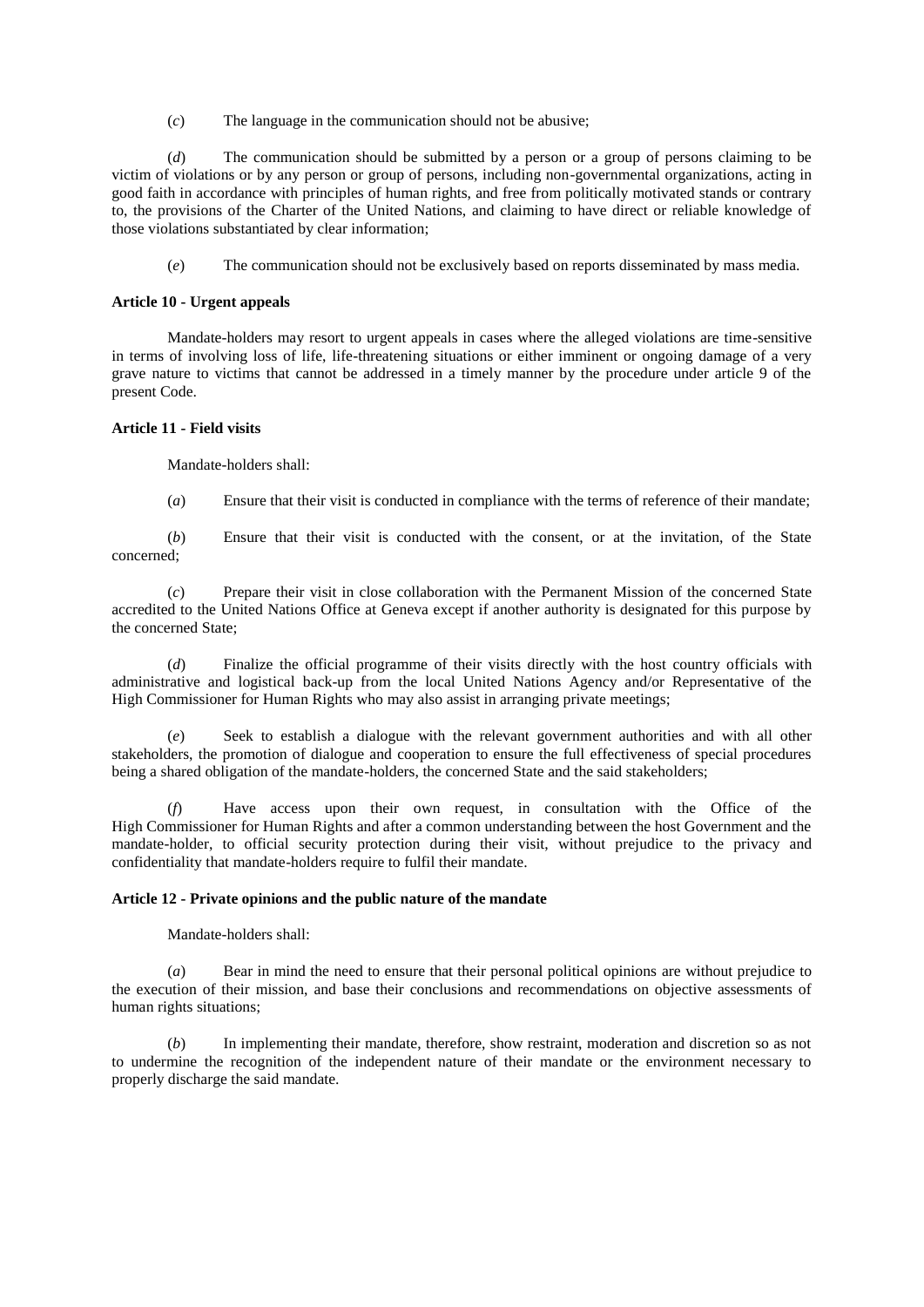(*c*) The language in the communication should not be abusive;

(*d*) The communication should be submitted by a person or a group of persons claiming to be victim of violations or by any person or group of persons, including non-governmental organizations, acting in good faith in accordance with principles of human rights, and free from politically motivated stands or contrary to, the provisions of the Charter of the United Nations, and claiming to have direct or reliable knowledge of those violations substantiated by clear information;

(*e*) The communication should not be exclusively based on reports disseminated by mass media.

**Article 10 - Urgent appeals**

Mandate-holders may resort to urgent appeals in cases where the alleged violations are time-sensitive in terms of involving loss of life, life-threatening situations or either imminent or ongoing damage of a very grave nature to victims that cannot be addressed in a timely manner by the procedure under article 9 of the present Code.

**Article 11 - Field visits**

Mandate-holders shall:

(*a*) Ensure that their visit is conducted in compliance with the terms of reference of their mandate;

(*b*) Ensure that their visit is conducted with the consent, or at the invitation, of the State concerned;

(*c*) Prepare their visit in close collaboration with the Permanent Mission of the concerned State accredited to the United Nations Office at Geneva except if another authority is designated for this purpose by the concerned State;

(*d*) Finalize the official programme of their visits directly with the host country officials with administrative and logistical back-up from the local United Nations Agency and/or Representative of the High Commissioner for Human Rights who may also assist in arranging private meetings;

(*e*) Seek to establish a dialogue with the relevant government authorities and with all other stakeholders, the promotion of dialogue and cooperation to ensure the full effectiveness of special procedures being a shared obligation of the mandate-holders, the concerned State and the said stakeholders;

(*f*) Have access upon their own request, in consultation with the Office of the High Commissioner for Human Rights and after a common understanding between the host Government and the mandate-holder, to official security protection during their visit, without prejudice to the privacy and confidentiality that mandate-holders require to fulfil their mandate.

**Article 12 - Private opinions and the public nature of the mandate**

Mandate-holders shall:

(*a*) Bear in mind the need to ensure that their personal political opinions are without prejudice to the execution of their mission, and base their conclusions and recommendations on objective assessments of human rights situations;

(*b*) In implementing their mandate, therefore, show restraint, moderation and discretion so as not to undermine the recognition of the independent nature of their mandate or the environment necessary to properly discharge the said mandate.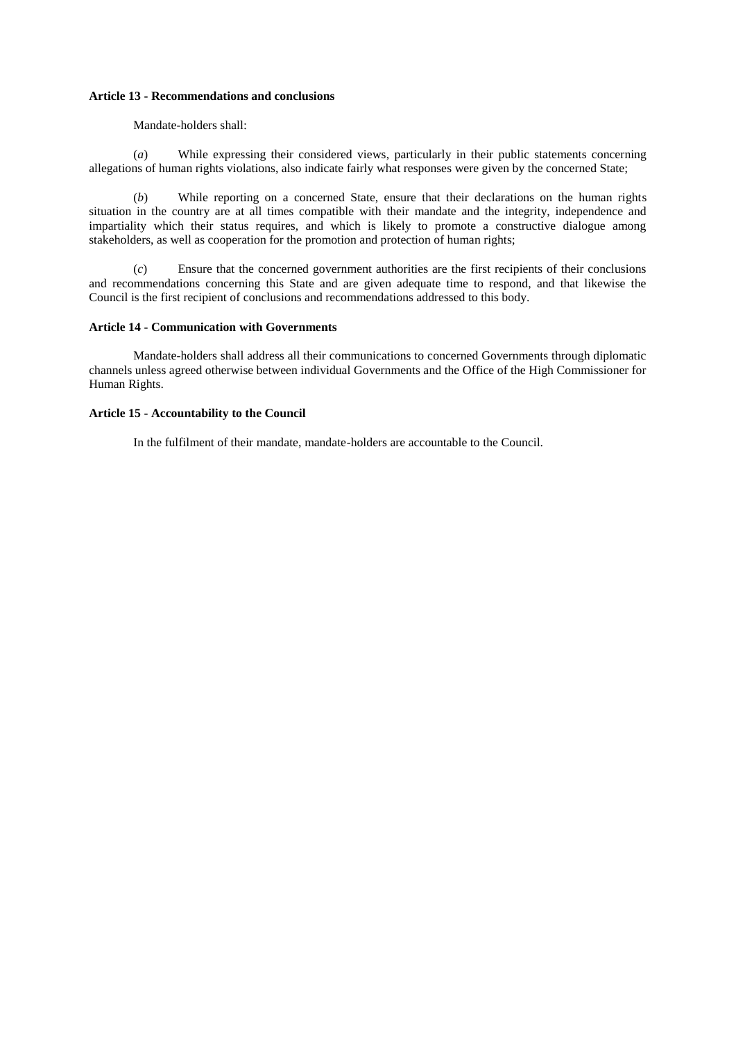**Article 13 - Recommendations and conclusions**

Mandate-holders shall:

(*a*) While expressing their considered views, particularly in their public statements concerning allegations of human rights violations, also indicate fairly what responses were given by the concerned State;

(*b*) While reporting on a concerned State, ensure that their declarations on the human rights situation in the country are at all times compatible with their mandate and the integrity, independence and impartiality which their status requires, and which is likely to promote a constructive dialogue among stakeholders, as well as cooperation for the promotion and protection of human rights;

(*c*) Ensure that the concerned government authorities are the first recipients of their conclusions and recommendations concerning this State and are given adequate time to respond, and that likewise the Council is the first recipient of conclusions and recommendations addressed to this body.

**Article 14 - Communication with Governments**

Mandate-holders shall address all their communications to concerned Governments through diplomatic channels unless agreed otherwise between individual Governments and the Office of the High Commissioner for Human Rights.

**Article 15 - Accountability to the Council**

In the fulfilment of their mandate, mandate-holders are accountable to the Council.